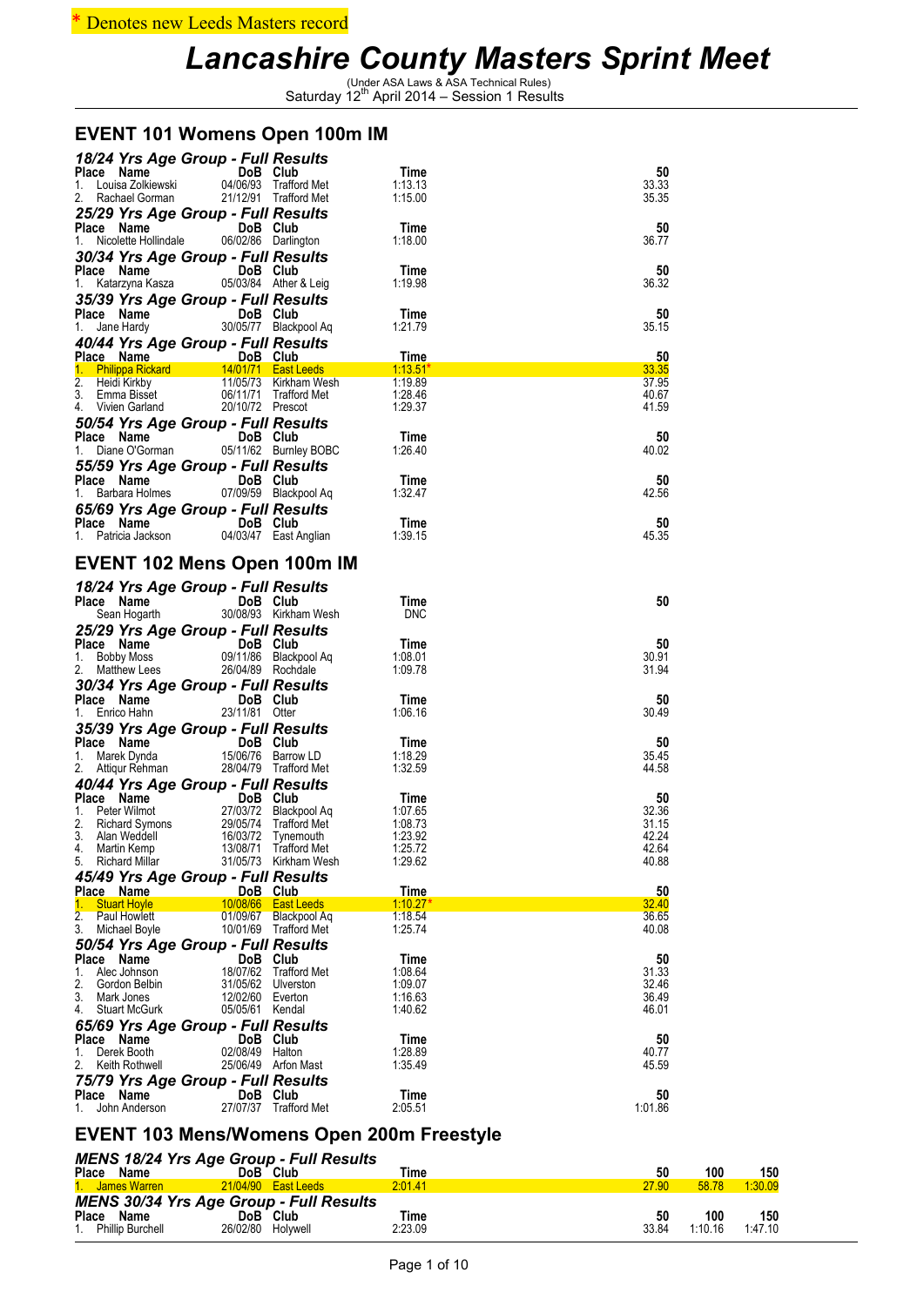* Denotes new Leeds Masters record

# Lancashire County Masters Sprint Meet

(Under ASA Laws & ASA Technical Rules)
Saturday 12th April 2014 – Session 1 Results

## EVENT 101 Womens Open 100m IM

### 18/24 Yrs Age Group - Full Results

| Place | Name | DoB | Club | Time | 50 |
|---|---|---|---|---|---|
| 1. | Louisa Zolkiewski | 04/06/93 | Trafford Met | 1:13.13 | 33.33 |
| 2. | Rachael Gorman | 21/12/91 | Trafford Met | 1:15.00 | 35.35 |

### 25/29 Yrs Age Group - Full Results

| Place | Name | DoB | Club | Time | 50 |
|---|---|---|---|---|---|
| 1. | Nicolette Hollindale | 06/02/86 | Darlington | 1:18.00 | 36.77 |

### 30/34 Yrs Age Group - Full Results

| Place | Name | DoB | Club | Time | 50 |
|---|---|---|---|---|---|
| 1. | Katarzyna Kasza | 05/03/84 | Ather & Leig | 1:19.98 | 36.32 |

### 35/39 Yrs Age Group - Full Results

| Place | Name | DoB | Club | Time | 50 |
|---|---|---|---|---|---|
| 1. | Jane Hardy | 30/05/77 | Blackpool Aq | 1:21.79 | 35.15 |

### 40/44 Yrs Age Group - Full Results

| Place | Name | DoB | Club | Time | 50 |
|---|---|---|---|---|---|
| 1. | Philippa Rickard | 14/01/71 | East Leeds | 1:13.51* | 33.35 |
| 2. | Heidi Kirkby | 11/05/73 | Kirkham Wesh | 1:19.89 | 37.95 |
| 3. | Emma Bisset | 06/11/71 | Trafford Met | 1:28.46 | 40.67 |
| 4. | Vivien Garland | 20/10/72 | Prescot | 1:29.37 | 41.59 |

### 50/54 Yrs Age Group - Full Results

| Place | Name | DoB | Club | Time | 50 |
|---|---|---|---|---|---|
| 1. | Diane O'Gorman | 05/11/62 | Burnley BOBC | 1:26.40 | 40.02 |

### 55/59 Yrs Age Group - Full Results

| Place | Name | DoB | Club | Time | 50 |
|---|---|---|---|---|---|
| 1. | Barbara Holmes | 07/09/59 | Blackpool Aq | 1:32.47 | 42.56 |

### 65/69 Yrs Age Group - Full Results

| Place | Name | DoB | Club | Time | 50 |
|---|---|---|---|---|---|
| 1. | Patricia Jackson | 04/03/47 | East Anglian | 1:39.15 | 45.35 |

## EVENT 102 Mens Open 100m IM

### 18/24 Yrs Age Group - Full Results

| Place | Name | DoB | Club | Time | 50 |
|---|---|---|---|---|---|
| | Sean Hogarth | 30/08/93 | Kirkham Wesh | DNC | |

### 25/29 Yrs Age Group - Full Results

| Place | Name | DoB | Club | Time | 50 |
|---|---|---|---|---|---|
| 1. | Bobby Moss | 09/11/86 | Blackpool Aq | 1:08.01 | 30.91 |
| 2. | Matthew Lees | 26/04/89 | Rochdale | 1:09.78 | 31.94 |

### 30/34 Yrs Age Group - Full Results

| Place | Name | DoB | Club | Time | 50 |
|---|---|---|---|---|---|
| 1. | Enrico Hahn | 23/11/81 | Otter | 1:06.16 | 30.49 |

### 35/39 Yrs Age Group - Full Results

| Place | Name | DoB | Club | Time | 50 |
|---|---|---|---|---|---|
| 1. | Marek Dynda | 15/06/76 | Barrow LD | 1:18.29 | 35.45 |
| 2. | Attiqur Rehman | 28/04/79 | Trafford Met | 1:32.59 | 44.58 |

### 40/44 Yrs Age Group - Full Results

| Place | Name | DoB | Club | Time | 50 |
|---|---|---|---|---|---|
| 1. | Peter Wilmot | 27/03/72 | Blackpool Aq | 1:07.65 | 32.36 |
| 2. | Richard Symons | 29/05/74 | Trafford Met | 1:08.73 | 31.15 |
| 3. | Alan Weddell | 16/03/72 | Tynemouth | 1:23.92 | 42.24 |
| 4. | Martin Kemp | 13/08/71 | Trafford Met | 1:25.72 | 42.64 |
| 5. | Richard Millar | 31/05/73 | Kirkham Wesh | 1:29.62 | 40.88 |

### 45/49 Yrs Age Group - Full Results

| Place | Name | DoB | Club | Time | 50 |
|---|---|---|---|---|---|
| 1. | Stuart Hoyle | 10/08/66 | East Leeds | 1:10.27* | 32.40 |
| 2. | Paul Howlett | 01/09/67 | Blackpool Aq | 1:18.54 | 36.65 |
| 3. | Michael Boyle | 10/01/69 | Trafford Met | 1:25.74 | 40.08 |

### 50/54 Yrs Age Group - Full Results

| Place | Name | DoB | Club | Time | 50 |
|---|---|---|---|---|---|
| 1. | Alec Johnson | 18/07/62 | Trafford Met | 1:08.64 | 31.33 |
| 2. | Gordon Belbin | 31/05/62 | Ulverston | 1:09.07 | 32.46 |
| 3. | Mark Jones | 12/02/60 | Everton | 1:16.63 | 36.49 |
| 4. | Stuart McGurk | 05/05/61 | Kendal | 1:40.62 | 46.01 |

### 65/69 Yrs Age Group - Full Results

| Place | Name | DoB | Club | Time | 50 |
|---|---|---|---|---|---|
| 1. | Derek Booth | 02/08/49 | Halton | 1:28.89 | 40.77 |
| 2. | Keith Rothwell | 25/06/49 | Arfon Mast | 1:35.49 | 45.59 |

### 75/79 Yrs Age Group - Full Results

| Place | Name | DoB | Club | Time | 50 |
|---|---|---|---|---|---|
| 1. | John Anderson | 27/07/37 | Trafford Met | 2:05.51 | 1:01.86 |

## EVENT 103 Mens/Womens Open 200m Freestyle

### MENS 18/24 Yrs Age Group - Full Results

| Place | Name | DoB | Club | Time | 50 | 100 | 150 |
|---|---|---|---|---|---|---|---|
| 1. | James Warren | 21/04/90 | East Leeds | 2:01.41 | 27.90 | 58.78 | 1:30.09 |

### MENS 30/34 Yrs Age Group - Full Results

| Place | Name | DoB | Club | Time | 50 | 100 | 150 |
|---|---|---|---|---|---|---|---|
| 1. | Phillip Burchell | 26/02/80 | Holywell | 2:23.09 | 33.84 | 1:10.16 | 1:47.10 |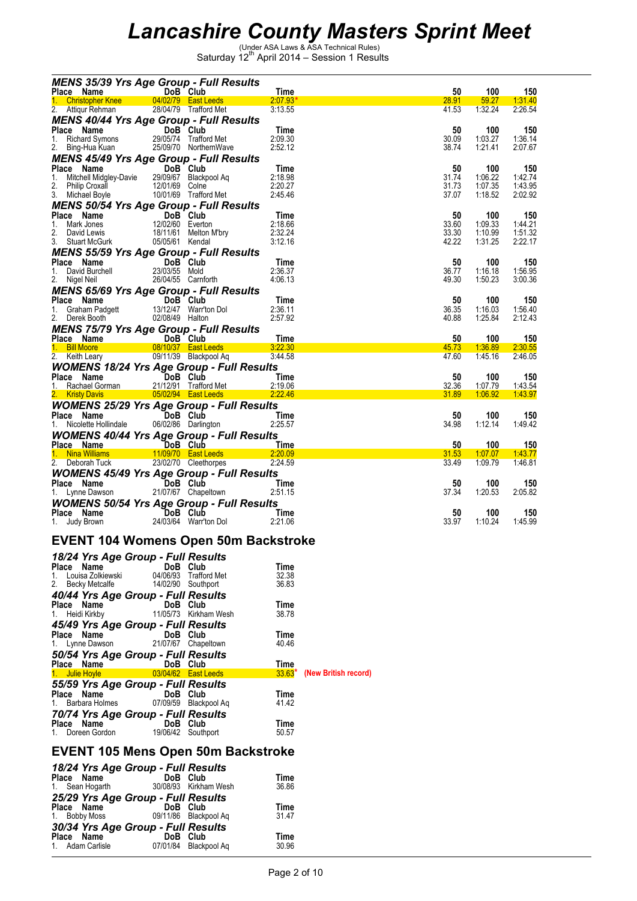# Lancashire County Masters Sprint Meet

(Under ASA Laws & ASA Technical Rules)
Saturday 12th April 2014 – Session 1 Results

### MENS 35/39 Yrs Age Group - Full Results

| Place | Name | DoB | Club | Time | 50 | 100 | 150 |
|---|---|---|---|---|---|---|---|
| 1. | Christopher Knee | 04/02/79 | East Leeds | 2:07.93* | 28.91 | 59.27 | 1:31.40 |
| 2. | Attiqur Rehman | 28/04/79 | Trafford Met | 3:13.55 | 41.53 | 1:32.24 | 2:26.54 |

### MENS 40/44 Yrs Age Group - Full Results

| Place | Name | DoB | Club | Time | 50 | 100 | 150 |
|---|---|---|---|---|---|---|---|
| 1. | Richard Symons | 29/05/74 | Trafford Met | 2:09.30 | 30.09 | 1:03.27 | 1:36.14 |
| 2. | Bing-Hua Kuan | 25/09/70 | NorthernWave | 2:52.12 | 38.74 | 1:21.41 | 2:07.67 |

### MENS 45/49 Yrs Age Group - Full Results

| Place | Name | DoB | Club | Time | 50 | 100 | 150 |
|---|---|---|---|---|---|---|---|
| 1. | Mitchell Midgley-Davie | 29/09/67 | Blackpool Aq | 2:18.98 | 31.74 | 1:06.22 | 1:42.74 |
| 2. | Philip Croxall | 12/01/69 | Colne | 2:20.27 | 31.73 | 1:07.35 | 1:43.95 |
| 3. | Michael Boyle | 10/01/69 | Trafford Met | 2:45.46 | 37.07 | 1:18.52 | 2:02.92 |

### MENS 50/54 Yrs Age Group - Full Results

| Place | Name | DoB | Club | Time | 50 | 100 | 150 |
|---|---|---|---|---|---|---|---|
| 1. | Mark Jones | 12/02/60 | Everton | 2:18.66 | 33.60 | 1:09.33 | 1:44.21 |
| 2. | David Lewis | 18/11/61 | Melton M'bry | 2:32.24 | 33.30 | 1:10.99 | 1:51.32 |
| 3. | Stuart McGurk | 05/05/61 | Kendal | 3:12.16 | 42.22 | 1:31.25 | 2:22.17 |

### MENS 55/59 Yrs Age Group - Full Results

| Place | Name | DoB | Club | Time | 50 | 100 | 150 |
|---|---|---|---|---|---|---|---|
| 1. | David Burchell | 23/03/55 | Mold | 2:36.37 | 36.77 | 1:16.18 | 1:56.95 |
| 2. | Nigel Neil | 26/04/55 | Carnforth | 4:06.13 | 49.30 | 1:50.23 | 3:00.36 |

### MENS 65/69 Yrs Age Group - Full Results

| Place | Name | DoB | Club | Time | 50 | 100 | 150 |
|---|---|---|---|---|---|---|---|
| 1. | Graham Padgett | 13/12/47 | Warr'ton Dol | 2:36.11 | 36.35 | 1:16.03 | 1:56.40 |
| 2. | Derek Booth | 02/08/49 | Halton | 2:57.92 | 40.88 | 1:25.84 | 2:12.43 |

### MENS 75/79 Yrs Age Group - Full Results

| Place | Name | DoB | Club | Time | 50 | 100 | 150 |
|---|---|---|---|---|---|---|---|
| 1. | Bill Moore | 08/10/37 | East Leeds | 3:22.30 | 45.73 | 1:36.89 | 2:30.55 |
| 2. | Keith Leary | 09/11/39 | Blackpool Aq | 3:44.58 | 47.60 | 1:45.16 | 2:46.05 |

### WOMENS 18/24 Yrs Age Group - Full Results

| Place | Name | DoB | Club | Time | 50 | 100 | 150 |
|---|---|---|---|---|---|---|---|
| 1. | Rachael Gorman | 21/12/91 | Trafford Met | 2:19.06 | 32.36 | 1:07.79 | 1:43.54 |
| 2. | Kristy Davis | 05/02/94 | East Leeds | 2:22.46 | 31.89 | 1:06.92 | 1:43.97 |

### WOMENS 25/29 Yrs Age Group - Full Results

| Place | Name | DoB | Club | Time | 50 | 100 | 150 |
|---|---|---|---|---|---|---|---|
| 1. | Nicolette Hollindale | 06/02/86 | Darlington | 2:25.57 | 34.98 | 1:12.14 | 1:49.42 |

### WOMENS 40/44 Yrs Age Group - Full Results

| Place | Name | DoB | Club | Time | 50 | 100 | 150 |
|---|---|---|---|---|---|---|---|
| 1. | Nina Williams | 11/09/70 | East Leeds | 2:20.09 | 31.53 | 1:07.07 | 1:43.77 |
| 2. | Deborah Tuck | 23/02/70 | Cleethorpes | 2:24.59 | 33.49 | 1:09.79 | 1:46.81 |

### WOMENS 45/49 Yrs Age Group - Full Results

| Place | Name | DoB | Club | Time | 50 | 100 | 150 |
|---|---|---|---|---|---|---|---|
| 1. | Lynne Dawson | 21/07/67 | Chapeltown | 2:51.15 | 37.34 | 1:20.53 | 2:05.82 |

### WOMENS 50/54 Yrs Age Group - Full Results

| Place | Name | DoB | Club | Time | 50 | 100 | 150 |
|---|---|---|---|---|---|---|---|
| 1. | Judy Brown | 24/03/64 | Warr'ton Dol | 2:21.06 | 33.97 | 1:10.24 | 1:45.99 |

## EVENT 104 Womens Open 50m Backstroke

### 18/24 Yrs Age Group - Full Results

| Place | Name | DoB | Club | Time |
|---|---|---|---|---|
| 1. | Louisa Zolkiewski | 04/06/93 | Trafford Met | 32.38 |
| 2. | Becky Metcalfe | 14/02/90 | Southport | 36.83 |

### 40/44 Yrs Age Group - Full Results

| Place | Name | DoB | Club | Time |
|---|---|---|---|---|
| 1. | Heidi Kirkby | 11/05/73 | Kirkham Wesh | 38.78 |

### 45/49 Yrs Age Group - Full Results

| Place | Name | DoB | Club | Time |
|---|---|---|---|---|
| 1. | Lynne Dawson | 21/07/67 | Chapeltown | 40.46 |

### 50/54 Yrs Age Group - Full Results

| Place | Name | DoB | Club | Time | |
|---|---|---|---|---|---|
| 1. | Julie Hoyle | 03/04/62 | East Leeds | 33.63* | (New British record) |

### 55/59 Yrs Age Group - Full Results

| Place | Name | DoB | Club | Time |
|---|---|---|---|---|
| 1. | Barbara Holmes | 07/09/59 | Blackpool Aq | 41.42 |

### 70/74 Yrs Age Group - Full Results

| Place | Name | DoB | Club | Time |
|---|---|---|---|---|
| 1. | Doreen Gordon | 19/06/42 | Southport | 50.57 |

## EVENT 105 Mens Open 50m Backstroke

### 18/24 Yrs Age Group - Full Results

| Place | Name | DoB | Club | Time |
|---|---|---|---|---|
| 1. | Sean Hogarth | 30/08/93 | Kirkham Wesh | 36.86 |

### 25/29 Yrs Age Group - Full Results

| Place | Name | DoB | Club | Time |
|---|---|---|---|---|
| 1. | Bobby Moss | 09/11/86 | Blackpool Aq | 31.47 |

### 30/34 Yrs Age Group - Full Results

| Place | Name | DoB | Club | Time |
|---|---|---|---|---|
| 1. | Adam Carlisle | 07/01/84 | Blackpool Aq | 30.96 |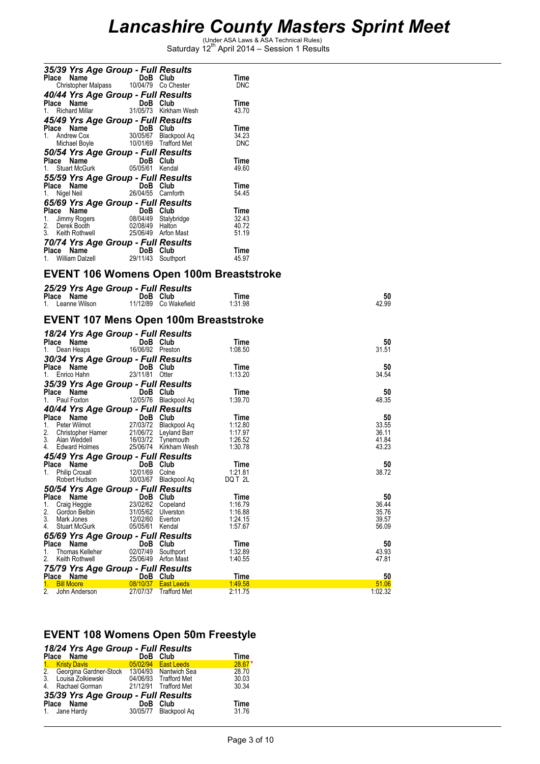# Lancashire County Masters Sprint Meet

(Under ASA Laws & ASA Technical Rules)
Saturday 12th April 2014 – Session 1 Results

### 35/39 Yrs Age Group - Full Results

| Place | Name | DoB | Club | Time |
|---|---|---|---|---|
| | Christopher Malpass | 10/04/79 | Co Chester | DNC |

### 40/44 Yrs Age Group - Full Results

| Place | Name | DoB | Club | Time |
|---|---|---|---|---|
| 1. | Richard Millar | 31/05/73 | Kirkham Wesh | 43.70 |

### 45/49 Yrs Age Group - Full Results

| Place | Name | DoB | Club | Time |
|---|---|---|---|---|
| 1. | Andrew Cox | 30/05/67 | Blackpool Aq | 34.23 |
| | Michael Boyle | 10/01/69 | Trafford Met | DNC |

### 50/54 Yrs Age Group - Full Results

| Place | Name | DoB | Club | Time |
|---|---|---|---|---|
| 1. | Stuart McGurk | 05/05/61 | Kendal | 49.60 |

### 55/59 Yrs Age Group - Full Results

| Place | Name | DoB | Club | Time |
|---|---|---|---|---|
| 1. | Nigel Neil | 26/04/55 | Carnforth | 54.45 |

### 65/69 Yrs Age Group - Full Results

| Place | Name | DoB | Club | Time |
|---|---|---|---|---|
| 1. | Jimmy Rogers | 08/04/49 | Stalybridge | 32.43 |
| 2. | Derek Booth | 02/08/49 | Halton | 40.72 |
| 3. | Keith Rothwell | 25/06/49 | Arfon Mast | 51.19 |

### 70/74 Yrs Age Group - Full Results

| Place | Name | DoB | Club | Time |
|---|---|---|---|---|
| 1. | William Dalzell | 29/11/43 | Southport | 45.97 |

## EVENT 106 Womens Open 100m Breaststroke

### 25/29 Yrs Age Group - Full Results

| Place | Name | DoB | Club | Time | 50 |
|---|---|---|---|---|---|
| 1. | Leanne Wilson | 11/12/89 | Co Wakefield | 1:31.98 | 42.99 |

## EVENT 107 Mens Open 100m Breaststroke

### 18/24 Yrs Age Group - Full Results

| Place | Name | DoB | Club | Time | 50 |
|---|---|---|---|---|---|
| 1. | Dean Heaps | 16/06/92 | Preston | 1:08.50 | 31.51 |

### 30/34 Yrs Age Group - Full Results

| Place | Name | DoB | Club | Time | 50 |
|---|---|---|---|---|---|
| 1. | Enrico Hahn | 23/11/81 | Otter | 1:13.20 | 34.54 |

### 35/39 Yrs Age Group - Full Results

| Place | Name | DoB | Club | Time | 50 |
|---|---|---|---|---|---|
| 1. | Paul Foxton | 12/05/76 | Blackpool Aq | 1:39.70 | 48.35 |

### 40/44 Yrs Age Group - Full Results

| Place | Name | DoB | Club | Time | 50 |
|---|---|---|---|---|---|
| 1. | Peter Wilmot | 27/03/72 | Blackpool Aq | 1:12.80 | 33.55 |
| 2. | Christopher Hamer | 21/06/72 | Leyland Barr | 1:17.97 | 36.11 |
| 3. | Alan Weddell | 16/03/72 | Tynemouth | 1:26.52 | 41.84 |
| 4. | Edward Holmes | 25/06/74 | Kirkham Wesh | 1:30.78 | 43.23 |

### 45/49 Yrs Age Group - Full Results

| Place | Name | DoB | Club | Time | 50 |
|---|---|---|---|---|---|
| 1. | Philip Croxall | 12/01/69 | Colne | 1:21.81 | 38.72 |
| | Robert Hudson | 30/03/67 | Blackpool Aq | DQ T 2L | |

### 50/54 Yrs Age Group - Full Results

| Place | Name | DoB | Club | Time | 50 |
|---|---|---|---|---|---|
| 1. | Craig Heggie | 23/02/62 | Copeland | 1:16.79 | 36.44 |
| 2. | Gordon Belbin | 31/05/62 | Ulverston | 1:16.88 | 35.76 |
| 3. | Mark Jones | 12/02/60 | Everton | 1:24.15 | 39.57 |
| 4. | Stuart McGurk | 05/05/61 | Kendal | 1:57.67 | 56.09 |

### 65/69 Yrs Age Group - Full Results

| Place | Name | DoB | Club | Time | 50 |
|---|---|---|---|---|---|
| 1. | Thomas Kelleher | 02/07/49 | Southport | 1:32.89 | 43.93 |
| 2. | Keith Rothwell | 25/06/49 | Arfon Mast | 1:40.55 | 47.81 |

### 75/79 Yrs Age Group - Full Results

| Place | Name | DoB | Club | Time | 50 |
|---|---|---|---|---|---|
| 1. | Bill Moore | 08/10/37 | East Leeds | 1:49.58 | 51.06 |
| 2. | John Anderson | 27/07/37 | Trafford Met | 2:11.75 | 1:02.32 |

## EVENT 108 Womens Open 50m Freestyle

### 18/24 Yrs Age Group - Full Results

| Place | Name | DoB | Club | Time |
|---|---|---|---|---|
| 1. | Kristy Davis | 05/02/94 | East Leeds | 28.67 * |
| 2. | Georgina Gardner-Stock | 13/04/93 | Nantwich Sea | 28.70 |
| 3. | Louisa Zolkiewski | 04/06/93 | Trafford Met | 30.03 |
| 4. | Rachael Gorman | 21/12/91 | Trafford Met | 30.34 |

### 35/39 Yrs Age Group - Full Results

| Place | Name | DoB | Club | Time |
|---|---|---|---|---|
| 1. | Jane Hardy | 30/05/77 | Blackpool Aq | 31.76 |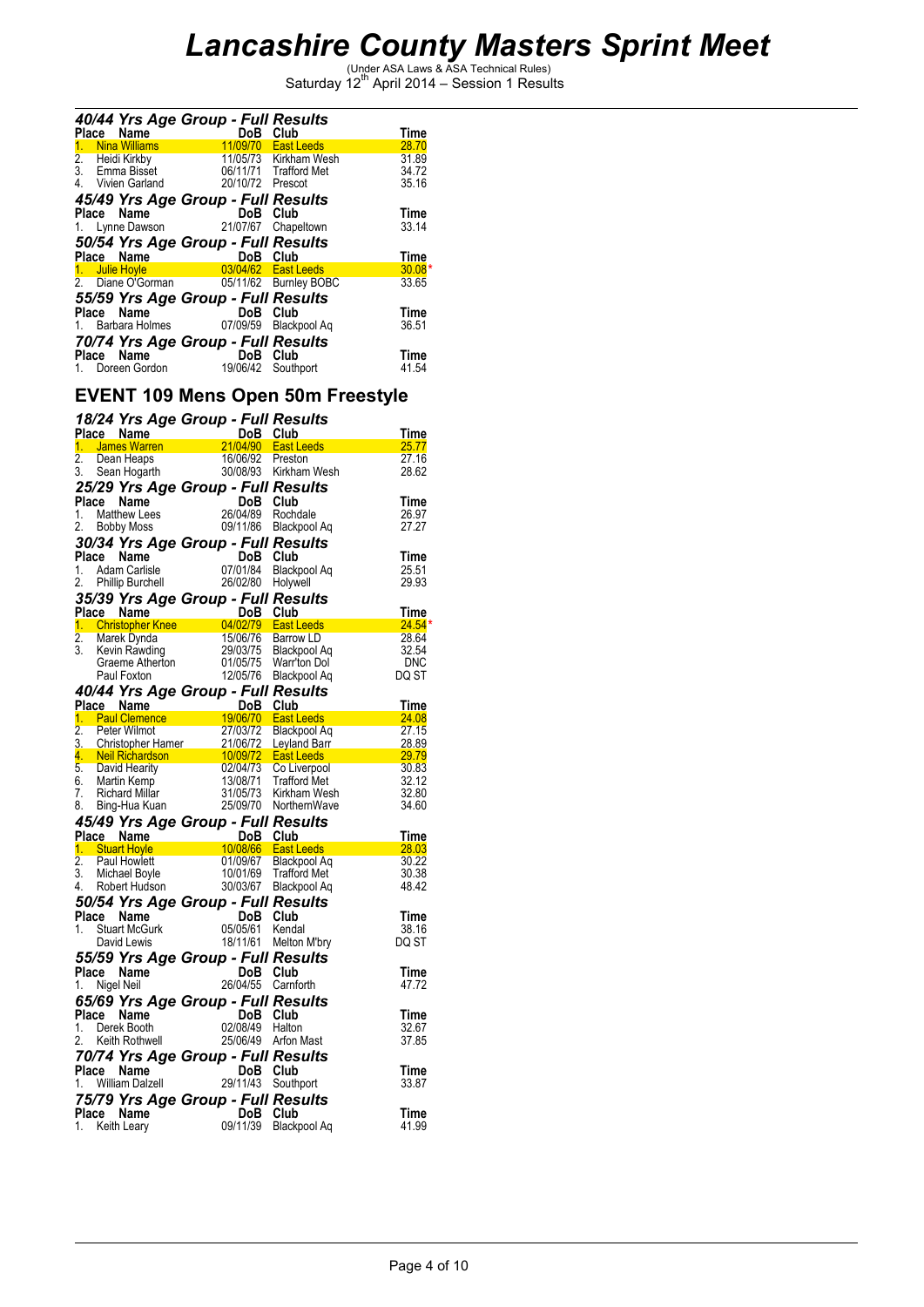# *Lancashire County Masters Sprint Meet*

(Under ASA Laws & ASA Technical Rules)
Saturday 12th April 2014 – Session 1 Results

### *40/44 Yrs Age Group - Full Results*

| Place | Name | DoB | Club | Time |
|---|---|---|---|---|
| 1. | Nina Williams | 11/09/70 | East Leeds | 28.70 |
| 2. | Heidi Kirkby | 11/05/73 | Kirkham Wesh | 31.89 |
| 3. | Emma Bisset | 06/11/71 | Trafford Met | 34.72 |
| 4. | Vivien Garland | 20/10/72 | Prescot | 35.16 |

### *45/49 Yrs Age Group - Full Results*

| Place | Name | DoB | Club | Time |
|---|---|---|---|---|
| 1. | Lynne Dawson | 21/07/67 | Chapeltown | 33.14 |

### *50/54 Yrs Age Group - Full Results*

| Place | Name | DoB | Club | Time |
|---|---|---|---|---|
| 1. | Julie Hoyle | 03/04/62 | East Leeds | 30.08* |
| 2. | Diane O'Gorman | 05/11/62 | Burnley BOBC | 33.65 |

### *55/59 Yrs Age Group - Full Results*

| Place | Name | DoB | Club | Time |
|---|---|---|---|---|
| 1. | Barbara Holmes | 07/09/59 | Blackpool Aq | 36.51 |

### *70/74 Yrs Age Group - Full Results*

| Place | Name | DoB | Club | Time |
|---|---|---|---|---|
| 1. | Doreen Gordon | 19/06/42 | Southport | 41.54 |

## EVENT 109 Mens Open 50m Freestyle

### *18/24 Yrs Age Group - Full Results*

| Place | Name | DoB | Club | Time |
|---|---|---|---|---|
| 1. | James Warren | 21/04/90 | East Leeds | 25.77 |
| 2. | Dean Heaps | 16/06/92 | Preston | 27.16 |
| 3. | Sean Hogarth | 30/08/93 | Kirkham Wesh | 28.62 |

### *25/29 Yrs Age Group - Full Results*

| Place | Name | DoB | Club | Time |
|---|---|---|---|---|
| 1. | Matthew Lees | 26/04/89 | Rochdale | 26.97 |
| 2. | Bobby Moss | 09/11/86 | Blackpool Aq | 27.27 |

### *30/34 Yrs Age Group - Full Results*

| Place | Name | DoB | Club | Time |
|---|---|---|---|---|
| 1. | Adam Carlisle | 07/01/84 | Blackpool Aq | 25.51 |
| 2. | Phillip Burchell | 26/02/80 | Holywell | 29.93 |

### *35/39 Yrs Age Group - Full Results*

| Place | Name | DoB | Club | Time |
|---|---|---|---|---|
| 1. | Christopher Knee | 04/02/79 | East Leeds | 24.54* |
| 2. | Marek Dynda | 15/06/76 | Barrow LD | 28.64 |
| 3. | Kevin Rawding | 29/03/75 | Blackpool Aq | 32.54 |
| | Graeme Atherton | 01/05/75 | Warr'ton Dol | DNC |
| | Paul Foxton | 12/05/76 | Blackpool Aq | DQ ST |

### *40/44 Yrs Age Group - Full Results*

| Place | Name | DoB | Club | Time |
|---|---|---|---|---|
| 1. | Paul Clemence | 19/06/70 | East Leeds | 24.08 |
| 2. | Peter Wilmot | 27/03/72 | Blackpool Aq | 27.15 |
| 3. | Christopher Hamer | 21/06/72 | Leyland Barr | 28.89 |
| 4. | Neil Richardson | 10/09/72 | East Leeds | 29.79 |
| 5. | David Hearity | 02/04/73 | Co Liverpool | 30.83 |
| 6. | Martin Kemp | 13/08/71 | Trafford Met | 32.12 |
| 7. | Richard Millar | 31/05/73 | Kirkham Wesh | 32.80 |
| 8. | Bing-Hua Kuan | 25/09/70 | NorthernWave | 34.60 |

### *45/49 Yrs Age Group - Full Results*

| Place | Name | DoB | Club | Time |
|---|---|---|---|---|
| 1. | Stuart Hoyle | 10/08/66 | East Leeds | 28.03 |
| 2. | Paul Howlett | 01/09/67 | Blackpool Aq | 30.22 |
| 3. | Michael Boyle | 10/01/69 | Trafford Met | 30.38 |
| 4. | Robert Hudson | 30/03/67 | Blackpool Aq | 48.42 |

### *50/54 Yrs Age Group - Full Results*

| Place | Name | DoB | Club | Time |
|---|---|---|---|---|
| 1. | Stuart McGurk | 05/05/61 | Kendal | 38.16 |
| | David Lewis | 18/11/61 | Melton M'bry | DQ ST |

### *55/59 Yrs Age Group - Full Results*

| Place | Name | DoB | Club | Time |
|---|---|---|---|---|
| 1. | Nigel Neil | 26/04/55 | Carnforth | 47.72 |

### *65/69 Yrs Age Group - Full Results*

| Place | Name | DoB | Club | Time |
|---|---|---|---|---|
| 1. | Derek Booth | 02/08/49 | Halton | 32.67 |
| 2. | Keith Rothwell | 25/06/49 | Arfon Mast | 37.85 |

### *70/74 Yrs Age Group - Full Results*

| Place | Name | DoB | Club | Time |
|---|---|---|---|---|
| 1. | William Dalzell | 29/11/43 | Southport | 33.87 |

### *75/79 Yrs Age Group - Full Results*

| Place | Name | DoB | Club | Time |
|---|---|---|---|---|
| 1. | Keith Leary | 09/11/39 | Blackpool Aq | 41.99 |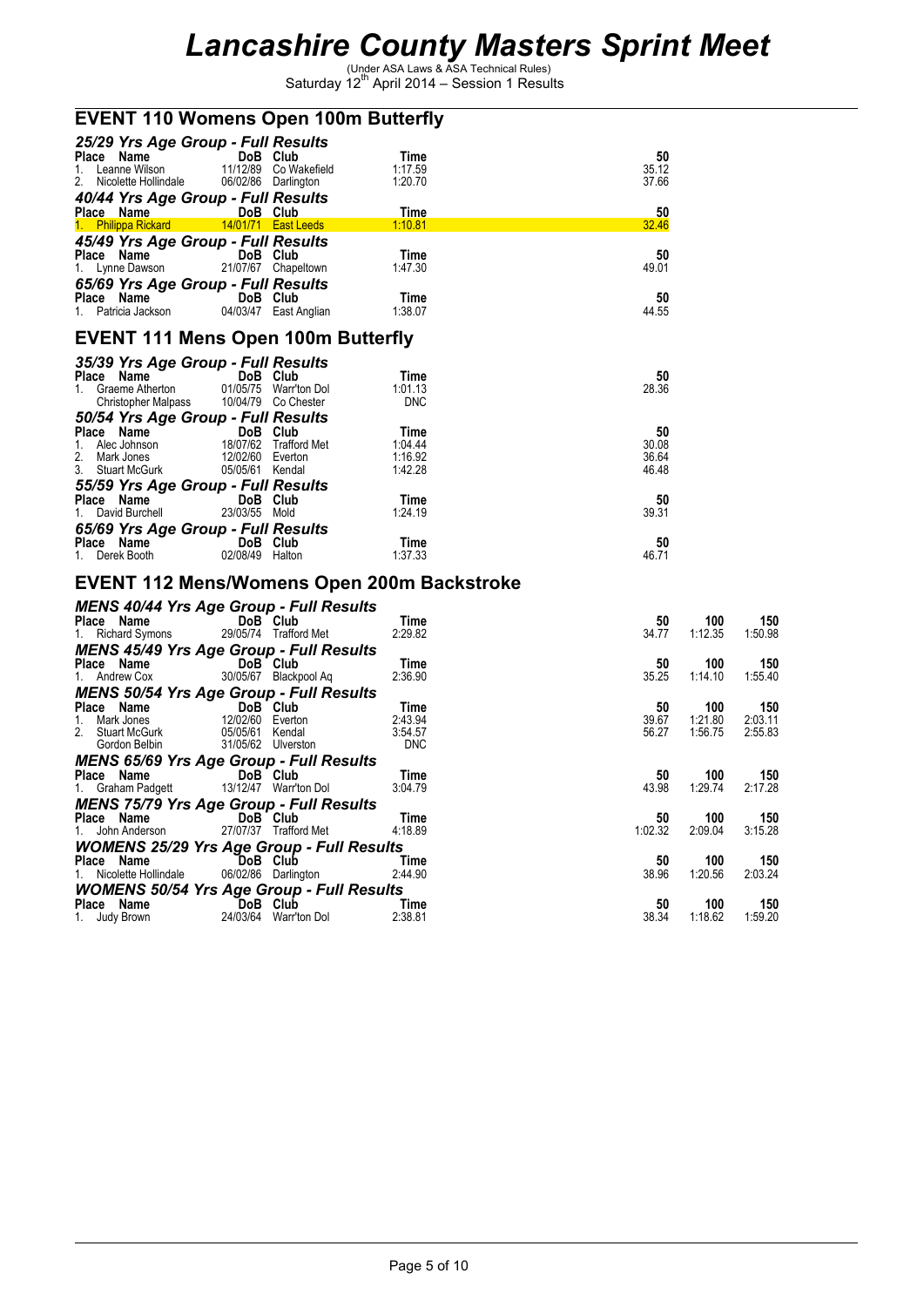# Lancashire County Masters Sprint Meet

(Under ASA Laws & ASA Technical Rules)
Saturday 12th April 2014 – Session 1 Results

## EVENT 110 Womens Open 100m Butterfly

### 25/29 Yrs Age Group - Full Results

| Place | Name | DoB | Club | Time | 50 |
|---|---|---|---|---|---|
| 1. | Leanne Wilson | 11/12/89 | Co Wakefield | 1:17.59 | 35.12 |
| 2. | Nicolette Hollindale | 06/02/86 | Darlington | 1:20.70 | 37.66 |

### 40/44 Yrs Age Group - Full Results

| Place | Name | DoB | Club | Time | 50 |
|---|---|---|---|---|---|
| 1. | Philippa Rickard | 14/01/71 | East Leeds | 1:10.81 | 32.46 |

### 45/49 Yrs Age Group - Full Results

| Place | Name | DoB | Club | Time | 50 |
|---|---|---|---|---|---|
| 1. | Lynne Dawson | 21/07/67 | Chapeltown | 1:47.30 | 49.01 |

### 65/69 Yrs Age Group - Full Results

| Place | Name | DoB | Club | Time | 50 |
|---|---|---|---|---|---|
| 1. | Patricia Jackson | 04/03/47 | East Anglian | 1:38.07 | 44.55 |

## EVENT 111 Mens Open 100m Butterfly

### 35/39 Yrs Age Group - Full Results

| Place | Name | DoB | Club | Time | 50 |
|---|---|---|---|---|---|
| 1. | Graeme Atherton | 01/05/75 | Warr'ton Dol | 1:01.13 | 28.36 |
| | Christopher Malpass | 10/04/79 | Co Chester | DNC | |

### 50/54 Yrs Age Group - Full Results

| Place | Name | DoB | Club | Time | 50 |
|---|---|---|---|---|---|
| 1. | Alec Johnson | 18/07/62 | Trafford Met | 1:04.44 | 30.08 |
| 2. | Mark Jones | 12/02/60 | Everton | 1:16.92 | 36.64 |
| 3. | Stuart McGurk | 05/05/61 | Kendal | 1:42.28 | 46.48 |

### 55/59 Yrs Age Group - Full Results

| Place | Name | DoB | Club | Time | 50 |
|---|---|---|---|---|---|
| 1. | David Burchell | 23/03/55 | Mold | 1:24.19 | 39.31 |

### 65/69 Yrs Age Group - Full Results

| Place | Name | DoB | Club | Time | 50 |
|---|---|---|---|---|---|
| 1. | Derek Booth | 02/08/49 | Halton | 1:37.33 | 46.71 |

## EVENT 112 Mens/Womens Open 200m Backstroke

### MENS 40/44 Yrs Age Group - Full Results

| Place | Name | DoB | Club | Time | 50 | 100 | 150 |
|---|---|---|---|---|---|---|---|
| 1. | Richard Symons | 29/05/74 | Trafford Met | 2:29.82 | 34.77 | 1:12.35 | 1:50.98 |

### MENS 45/49 Yrs Age Group - Full Results

| Place | Name | DoB | Club | Time | 50 | 100 | 150 |
|---|---|---|---|---|---|---|---|
| 1. | Andrew Cox | 30/05/67 | Blackpool Aq | 2:36.90 | 35.25 | 1:14.10 | 1:55.40 |

### MENS 50/54 Yrs Age Group - Full Results

| Place | Name | DoB | Club | Time | 50 | 100 | 150 |
|---|---|---|---|---|---|---|---|
| 1. | Mark Jones | 12/02/60 | Everton | 2:43.94 | 39.67 | 1:21.80 | 2:03.11 |
| 2. | Stuart McGurk | 05/05/61 | Kendal | 3:54.57 | 56.27 | 1:56.75 | 2:55.83 |
| | Gordon Belbin | 31/05/62 | Ulverston | DNC | | | |

### MENS 65/69 Yrs Age Group - Full Results

| Place | Name | DoB | Club | Time | 50 | 100 | 150 |
|---|---|---|---|---|---|---|---|
| 1. | Graham Padgett | 13/12/47 | Warr'ton Dol | 3:04.79 | 43.98 | 1:29.74 | 2:17.28 |

### MENS 75/79 Yrs Age Group - Full Results

| Place | Name | DoB | Club | Time | 50 | 100 | 150 |
|---|---|---|---|---|---|---|---|
| 1. | John Anderson | 27/07/37 | Trafford Met | 4:18.89 | 1:02.32 | 2:09.04 | 3:15.28 |

### WOMENS 25/29 Yrs Age Group - Full Results

| Place | Name | DoB | Club | Time | 50 | 100 | 150 |
|---|---|---|---|---|---|---|---|
| 1. | Nicolette Hollindale | 06/02/86 | Darlington | 2:44.90 | 38.96 | 1:20.56 | 2:03.24 |

### WOMENS 50/54 Yrs Age Group - Full Results

| Place | Name | DoB | Club | Time | 50 | 100 | 150 |
|---|---|---|---|---|---|---|---|
| 1. | Judy Brown | 24/03/64 | Warr'ton Dol | 2:38.81 | 38.34 | 1:18.62 | 1:59.20 |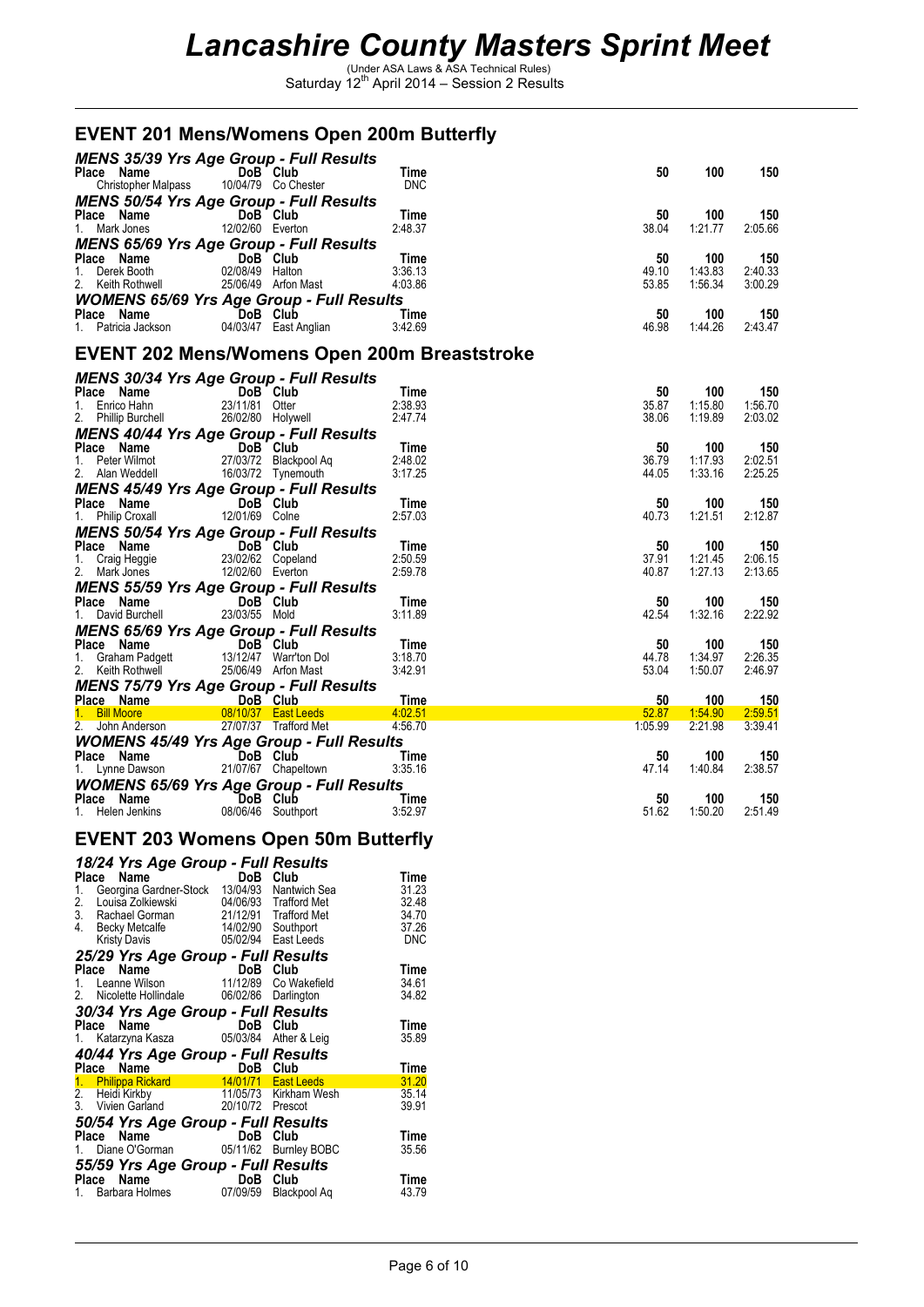# Lancashire County Masters Sprint Meet

(Under ASA Laws & ASA Technical Rules)
Saturday 12th April 2014 – Session 2 Results

## EVENT 201 Mens/Womens Open 200m Butterfly

### MENS 35/39 Yrs Age Group - Full Results

| Place | Name | DoB | Club | Time | 50 | 100 | 150 |
|---|---|---|---|---|---|---|---|
| | Christopher Malpass | 10/04/79 | Co Chester | DNC | | | |

### MENS 50/54 Yrs Age Group - Full Results

| Place | Name | DoB | Club | Time | 50 | 100 | 150 |
|---|---|---|---|---|---|---|---|
| 1. | Mark Jones | 12/02/60 | Everton | 2:48.37 | 38.04 | 1:21.77 | 2:05.66 |

### MENS 65/69 Yrs Age Group - Full Results

| Place | Name | DoB | Club | Time | 50 | 100 | 150 |
|---|---|---|---|---|---|---|---|
| 1. | Derek Booth | 02/08/49 | Halton | 3:36.13 | 49.10 | 1:43.83 | 2:40.33 |
| 2. | Keith Rothwell | 25/06/49 | Arfon Mast | 4:03.86 | 53.85 | 1:56.34 | 3:00.29 |

### WOMENS 65/69 Yrs Age Group - Full Results

| Place | Name | DoB | Club | Time | 50 | 100 | 150 |
|---|---|---|---|---|---|---|---|
| 1. | Patricia Jackson | 04/03/47 | East Anglian | 3:42.69 | 46.98 | 1:44.26 | 2:43.47 |

## EVENT 202 Mens/Womens Open 200m Breaststroke

### MENS 30/34 Yrs Age Group - Full Results

| Place | Name | DoB | Club | Time | 50 | 100 | 150 |
|---|---|---|---|---|---|---|---|
| 1. | Enrico Hahn | 23/11/81 | Otter | 2:38.93 | 35.87 | 1:15.80 | 1:56.70 |
| 2. | Phillip Burchell | 26/02/80 | Holywell | 2:47.74 | 38.06 | 1:19.89 | 2:03.02 |

### MENS 40/44 Yrs Age Group - Full Results

| Place | Name | DoB | Club | Time | 50 | 100 | 150 |
|---|---|---|---|---|---|---|---|
| 1. | Peter Wilmot | 27/03/72 | Blackpool Aq | 2:48.02 | 36.79 | 1:17.93 | 2:02.51 |
| 2. | Alan Weddell | 16/03/72 | Tynemouth | 3:17.25 | 44.05 | 1:33.16 | 2:25.25 |

### MENS 45/49 Yrs Age Group - Full Results

| Place | Name | DoB | Club | Time | 50 | 100 | 150 |
|---|---|---|---|---|---|---|---|
| 1. | Philip Croxall | 12/01/69 | Colne | 2:57.03 | 40.73 | 1:21.51 | 2:12.87 |

### MENS 50/54 Yrs Age Group - Full Results

| Place | Name | DoB | Club | Time | 50 | 100 | 150 |
|---|---|---|---|---|---|---|---|
| 1. | Craig Heggie | 23/02/62 | Copeland | 2:50.59 | 37.91 | 1:21.45 | 2:06.15 |
| 2. | Mark Jones | 12/02/60 | Everton | 2:59.78 | 40.87 | 1:27.13 | 2:13.65 |

### MENS 55/59 Yrs Age Group - Full Results

| Place | Name | DoB | Club | Time | 50 | 100 | 150 |
|---|---|---|---|---|---|---|---|
| 1. | David Burchell | 23/03/55 | Mold | 3:11.89 | 42.54 | 1:32.16 | 2:22.92 |

### MENS 65/69 Yrs Age Group - Full Results

| Place | Name | DoB | Club | Time | 50 | 100 | 150 |
|---|---|---|---|---|---|---|---|
| 1. | Graham Padgett | 13/12/47 | Warr'ton Dol | 3:18.70 | 44.78 | 1:34.97 | 2:26.35 |
| 2. | Keith Rothwell | 25/06/49 | Arfon Mast | 3:42.91 | 53.04 | 1:50.07 | 2:46.97 |

### MENS 75/79 Yrs Age Group - Full Results

| Place | Name | DoB | Club | Time | 50 | 100 | 150 |
|---|---|---|---|---|---|---|---|
| 1. | Bill Moore | 08/10/37 | East Leeds | 4:02.51 | 52.87 | 1:54.90 | 2:59.51 |
| 2. | John Anderson | 27/07/37 | Trafford Met | 4:56.70 | 1:05.99 | 2:21.98 | 3:39.41 |

### WOMENS 45/49 Yrs Age Group - Full Results

| Place | Name | DoB | Club | Time | 50 | 100 | 150 |
|---|---|---|---|---|---|---|---|
| 1. | Lynne Dawson | 21/07/67 | Chapeltown | 3:35.16 | 47.14 | 1:40.84 | 2:38.57 |

### WOMENS 65/69 Yrs Age Group - Full Results

| Place | Name | DoB | Club | Time | 50 | 100 | 150 |
|---|---|---|---|---|---|---|---|
| 1. | Helen Jenkins | 08/06/46 | Southport | 3:52.97 | 51.62 | 1:50.20 | 2:51.49 |

## EVENT 203 Womens Open 50m Butterfly

### 18/24 Yrs Age Group - Full Results

| Place | Name | DoB | Club | Time |
|---|---|---|---|---|
| 1. | Georgina Gardner-Stock | 13/04/93 | Nantwich Sea | 31.23 |
| 2. | Louisa Zolkiewski | 04/06/93 | Trafford Met | 32.48 |
| 3. | Rachael Gorman | 21/12/91 | Trafford Met | 34.70 |
| 4. | Becky Metcalfe | 14/02/90 | Southport | 37.26 |
| | Kristy Davis | 05/02/94 | East Leeds | DNC |

### 25/29 Yrs Age Group - Full Results

| Place | Name | DoB | Club | Time |
|---|---|---|---|---|
| 1. | Leanne Wilson | 11/12/89 | Co Wakefield | 34.61 |
| 2. | Nicolette Hollindale | 06/02/86 | Darlington | 34.82 |

### 30/34 Yrs Age Group - Full Results

| Place | Name | DoB | Club | Time |
|---|---|---|---|---|
| 1. | Katarzyna Kasza | 05/03/84 | Ather & Leig | 35.89 |

### 40/44 Yrs Age Group - Full Results

| Place | Name | DoB | Club | Time |
|---|---|---|---|---|
| 1. | Philippa Rickard | 14/01/71 | East Leeds | 31.20 |
| 2. | Heidi Kirkby | 11/05/73 | Kirkham Wesh | 35.14 |
| 3. | Vivien Garland | 20/10/72 | Prescot | 39.91 |

### 50/54 Yrs Age Group - Full Results

| Place | Name | DoB | Club | Time |
|---|---|---|---|---|
| 1. | Diane O'Gorman | 05/11/62 | Burnley BOBC | 35.56 |

### 55/59 Yrs Age Group - Full Results

| Place | Name | DoB | Club | Time |
|---|---|---|---|---|
| 1. | Barbara Holmes | 07/09/59 | Blackpool Aq | 43.79 |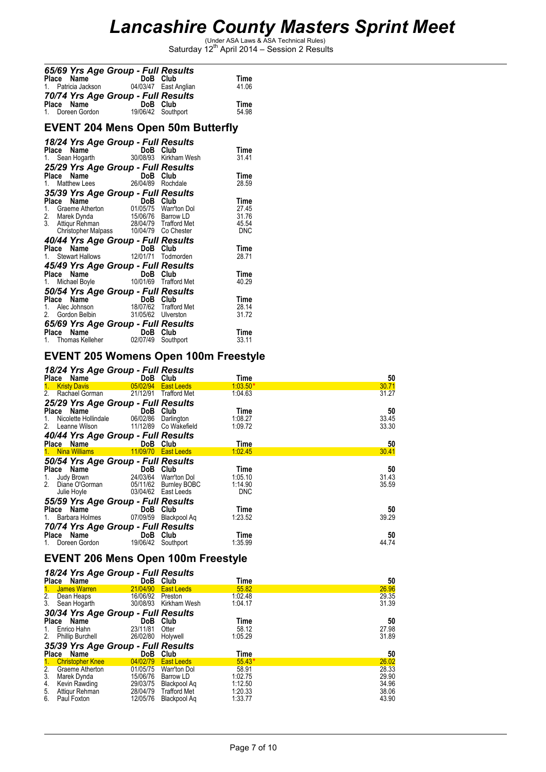# Lancashire County Masters Sprint Meet

(Under ASA Laws & ASA Technical Rules)
Saturday 12th April 2014 – Session 2 Results

### 65/69 Yrs Age Group - Full Results

| Place | Name | DoB | Club | Time |
|---|---|---|---|---|
| 1. | Patricia Jackson | 04/03/47 | East Anglian | 41.06 |

### 70/74 Yrs Age Group - Full Results

| Place | Name | DoB | Club | Time |
|---|---|---|---|---|
| 1. | Doreen Gordon | 19/06/42 | Southport | 54.98 |

## EVENT 204 Mens Open 50m Butterfly

### 18/24 Yrs Age Group - Full Results

| Place | Name | DoB | Club | Time |
|---|---|---|---|---|
| 1. | Sean Hogarth | 30/08/93 | Kirkham Wesh | 31.41 |

### 25/29 Yrs Age Group - Full Results

| Place | Name | DoB | Club | Time |
|---|---|---|---|---|
| 1. | Matthew Lees | 26/04/89 | Rochdale | 28.59 |

### 35/39 Yrs Age Group - Full Results

| Place | Name | DoB | Club | Time |
|---|---|---|---|---|
| 1. | Graeme Atherton | 01/05/75 | Warr'ton Dol | 27.45 |
| 2. | Marek Dynda | 15/06/76 | Barrow LD | 31.76 |
| 3. | Attiqur Rehman | 28/04/79 | Trafford Met | 45.54 |
| | Christopher Malpass | 10/04/79 | Co Chester | DNC |

### 40/44 Yrs Age Group - Full Results

| Place | Name | DoB | Club | Time |
|---|---|---|---|---|
| 1. | Stewart Hallows | 12/01/71 | Todmorden | 28.71 |

### 45/49 Yrs Age Group - Full Results

| Place | Name | DoB | Club | Time |
|---|---|---|---|---|
| 1. | Michael Boyle | 10/01/69 | Trafford Met | 40.29 |

### 50/54 Yrs Age Group - Full Results

| Place | Name | DoB | Club | Time |
|---|---|---|---|---|
| 1. | Alec Johnson | 18/07/62 | Trafford Met | 28.14 |
| 2. | Gordon Belbin | 31/05/62 | Ulverston | 31.72 |

### 65/69 Yrs Age Group - Full Results

| Place | Name | DoB | Club | Time |
|---|---|---|---|---|
| 1. | Thomas Kelleher | 02/07/49 | Southport | 33.11 |

## EVENT 205 Womens Open 100m Freestyle

### 18/24 Yrs Age Group - Full Results

| Place | Name | DoB | Club | Time | 50 |
|---|---|---|---|---|---|
| 1. | Kristy Davis | 05/02/94 | East Leeds | 1:03.50* | 30.71 |
| 2. | Rachael Gorman | 21/12/91 | Trafford Met | 1:04.63 | 31.27 |

### 25/29 Yrs Age Group - Full Results

| Place | Name | DoB | Club | Time | 50 |
|---|---|---|---|---|---|
| 1. | Nicolette Hollindale | 06/02/86 | Darlington | 1:08.27 | 33.45 |
| 2. | Leanne Wilson | 11/12/89 | Co Wakefield | 1:09.72 | 33.30 |

### 40/44 Yrs Age Group - Full Results

| Place | Name | DoB | Club | Time | 50 |
|---|---|---|---|---|---|
| 1. | Nina Williams | 11/09/70 | East Leeds | 1:02.45 | 30.41 |

### 50/54 Yrs Age Group - Full Results

| Place | Name | DoB | Club | Time | 50 |
|---|---|---|---|---|---|
| 1. | Judy Brown | 24/03/64 | Warr'ton Dol | 1:05.10 | 31.43 |
| 2. | Diane O'Gorman | 05/11/62 | Burnley BOBC | 1:14.90 | 35.59 |
| | Julie Hoyle | 03/04/62 | East Leeds | DNC | |

### 55/59 Yrs Age Group - Full Results

| Place | Name | DoB | Club | Time | 50 |
|---|---|---|---|---|---|
| 1. | Barbara Holmes | 07/09/59 | Blackpool Aq | 1:23.52 | 39.29 |

### 70/74 Yrs Age Group - Full Results

| Place | Name | DoB | Club | Time | 50 |
|---|---|---|---|---|---|
| 1. | Doreen Gordon | 19/06/42 | Southport | 1:35.99 | 44.74 |

## EVENT 206 Mens Open 100m Freestyle

### 18/24 Yrs Age Group - Full Results

| Place | Name | DoB | Club | Time | 50 |
|---|---|---|---|---|---|
| 1. | James Warren | 21/04/90 | East Leeds | 55.82 | 26.96 |
| 2. | Dean Heaps | 16/06/92 | Preston | 1:02.48 | 29.35 |
| 3. | Sean Hogarth | 30/08/93 | Kirkham Wesh | 1:04.17 | 31.39 |

### 30/34 Yrs Age Group - Full Results

| Place | Name | DoB | Club | Time | 50 |
|---|---|---|---|---|---|
| 1. | Enrico Hahn | 23/11/81 | Otter | 58.12 | 27.98 |
| 2. | Phillip Burchell | 26/02/80 | Holywell | 1:05.29 | 31.89 |

### 35/39 Yrs Age Group - Full Results

| Place | Name | DoB | Club | Time | 50 |
|---|---|---|---|---|---|
| 1. | Christopher Knee | 04/02/79 | East Leeds | 55.43* | 26.02 |
| 2. | Graeme Atherton | 01/05/75 | Warr'ton Dol | 58.91 | 28.33 |
| 3. | Marek Dynda | 15/06/76 | Barrow LD | 1:02.75 | 29.90 |
| 4. | Kevin Rawding | 29/03/75 | Blackpool Aq | 1:12.50 | 34.96 |
| 5. | Attiqur Rehman | 28/04/79 | Trafford Met | 1:20.33 | 38.06 |
| 6. | Paul Foxton | 12/05/76 | Blackpool Aq | 1:33.77 | 43.90 |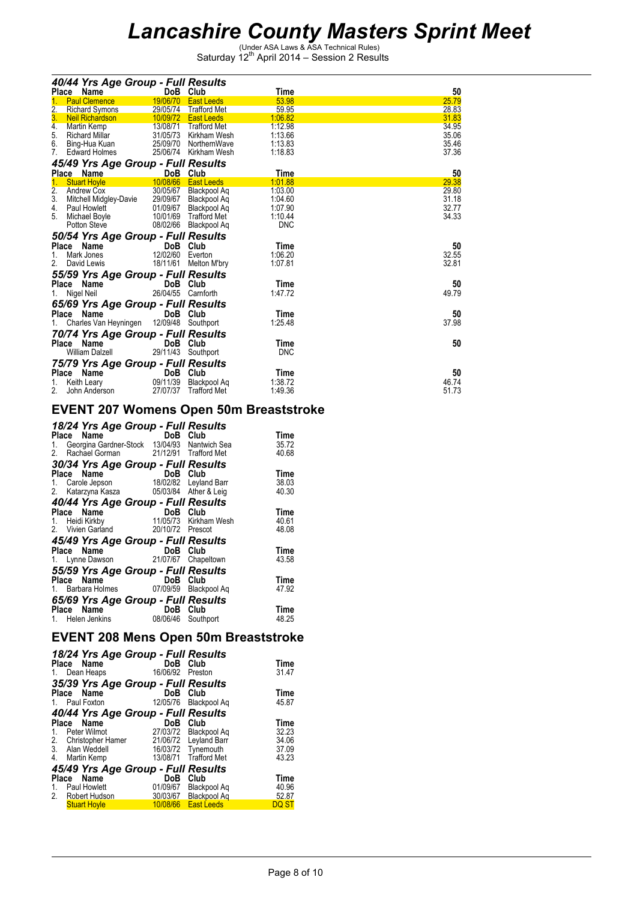# Lancashire County Masters Sprint Meet

(Under ASA Laws & ASA Technical Rules)
Saturday 12th April 2014 – Session 2 Results

### 40/44 Yrs Age Group - Full Results

| Place | Name | DoB | Club | Time | 50 |
|---|---|---|---|---|---|
| 1. | Paul Clemence | 19/06/70 | East Leeds | 53.98 | 25.79 |
| 2. | Richard Symons | 29/05/74 | Trafford Met | 59.95 | 28.83 |
| 3. | Neil Richardson | 10/09/72 | East Leeds | 1:06.82 | 31.83 |
| 4. | Martin Kemp | 13/08/71 | Trafford Met | 1:12.98 | 34.95 |
| 5. | Richard Millar | 31/05/73 | Kirkham Wesh | 1:13.66 | 35.06 |
| 6. | Bing-Hua Kuan | 25/09/70 | NorthernWave | 1:13.83 | 35.46 |
| 7. | Edward Holmes | 25/06/74 | Kirkham Wesh | 1:18.83 | 37.36 |

### 45/49 Yrs Age Group - Full Results

| Place | Name | DoB | Club | Time | 50 |
|---|---|---|---|---|---|
| 1. | Stuart Hoyle | 10/08/66 | East Leeds | 1:01.88 | 29.38 |
| 2. | Andrew Cox | 30/05/67 | Blackpool Aq | 1:03.00 | 29.80 |
| 3. | Mitchell Midgley-Davie | 29/09/67 | Blackpool Aq | 1:04.60 | 31.18 |
| 4. | Paul Howlett | 01/09/67 | Blackpool Aq | 1:07.90 | 32.77 |
| 5. | Michael Boyle | 10/01/69 | Trafford Met | 1:10.44 | 34.33 |
| | Potton Steve | 08/02/66 | Blackpool Aq | DNC | |

### 50/54 Yrs Age Group - Full Results

| Place | Name | DoB | Club | Time | 50 |
|---|---|---|---|---|---|
| 1. | Mark Jones | 12/02/60 | Everton | 1:06.20 | 32.55 |
| 2. | David Lewis | 18/11/61 | Melton M'bry | 1:07.81 | 32.81 |

### 55/59 Yrs Age Group - Full Results

| Place | Name | DoB | Club | Time | 50 |
|---|---|---|---|---|---|
| 1. | Nigel Neil | 26/04/55 | Carnforth | 1:47.72 | 49.79 |

### 65/69 Yrs Age Group - Full Results

| Place | Name | DoB | Club | Time | 50 |
|---|---|---|---|---|---|
| 1. | Charles Van Heyningen | 12/09/48 | Southport | 1:25.48 | 37.98 |

### 70/74 Yrs Age Group - Full Results

| Place | Name | DoB | Club | Time | 50 |
|---|---|---|---|---|---|
| | William Dalzell | 29/11/43 | Southport | DNC | |

### 75/79 Yrs Age Group - Full Results

| Place | Name | DoB | Club | Time | 50 |
|---|---|---|---|---|---|
| 1. | Keith Leary | 09/11/39 | Blackpool Aq | 1:38.72 | 46.74 |
| 2. | John Anderson | 27/07/37 | Trafford Met | 1:49.36 | 51.73 |

## EVENT 207 Womens Open 50m Breaststroke

### 18/24 Yrs Age Group - Full Results

| Place | Name | DoB | Club | Time |
|---|---|---|---|---|
| 1. | Georgina Gardner-Stock | 13/04/93 | Nantwich Sea | 35.72 |
| 2. | Rachael Gorman | 21/12/91 | Trafford Met | 40.68 |

### 30/34 Yrs Age Group - Full Results

| Place | Name | DoB | Club | Time |
|---|---|---|---|---|
| 1. | Carole Jepson | 18/02/82 | Leyland Barr | 38.03 |
| 2. | Katarzyna Kasza | 05/03/84 | Ather & Leig | 40.30 |

### 40/44 Yrs Age Group - Full Results

| Place | Name | DoB | Club | Time |
|---|---|---|---|---|
| 1. | Heidi Kirkby | 11/05/73 | Kirkham Wesh | 40.61 |
| 2. | Vivien Garland | 20/10/72 | Prescot | 48.08 |

### 45/49 Yrs Age Group - Full Results

| Place | Name | DoB | Club | Time |
|---|---|---|---|---|
| 1. | Lynne Dawson | 21/07/67 | Chapeltown | 43.58 |

### 55/59 Yrs Age Group - Full Results

| Place | Name | DoB | Club | Time |
|---|---|---|---|---|
| 1. | Barbara Holmes | 07/09/59 | Blackpool Aq | 47.92 |

### 65/69 Yrs Age Group - Full Results

| Place | Name | DoB | Club | Time |
|---|---|---|---|---|
| 1. | Helen Jenkins | 08/06/46 | Southport | 48.25 |

## EVENT 208 Mens Open 50m Breaststroke

### 18/24 Yrs Age Group - Full Results

| Place | Name | DoB | Club | Time |
|---|---|---|---|---|
| 1. | Dean Heaps | 16/06/92 | Preston | 31.47 |

### 35/39 Yrs Age Group - Full Results

| Place | Name | DoB | Club | Time |
|---|---|---|---|---|
| 1. | Paul Foxton | 12/05/76 | Blackpool Aq | 45.87 |

### 40/44 Yrs Age Group - Full Results

| Place | Name | DoB | Club | Time |
|---|---|---|---|---|
| 1. | Peter Wilmot | 27/03/72 | Blackpool Aq | 32.23 |
| 2. | Christopher Hamer | 21/06/72 | Leyland Barr | 34.06 |
| 3. | Alan Weddell | 16/03/72 | Tynemouth | 37.09 |
| 4. | Martin Kemp | 13/08/71 | Trafford Met | 43.23 |

### 45/49 Yrs Age Group - Full Results

| Place | Name | DoB | Club | Time |
|---|---|---|---|---|
| 1. | Paul Howlett | 01/09/67 | Blackpool Aq | 40.96 |
| 2. | Robert Hudson | 30/03/67 | Blackpool Aq | 52.87 |
| | Stuart Hoyle | 10/08/66 | East Leeds | DQ ST |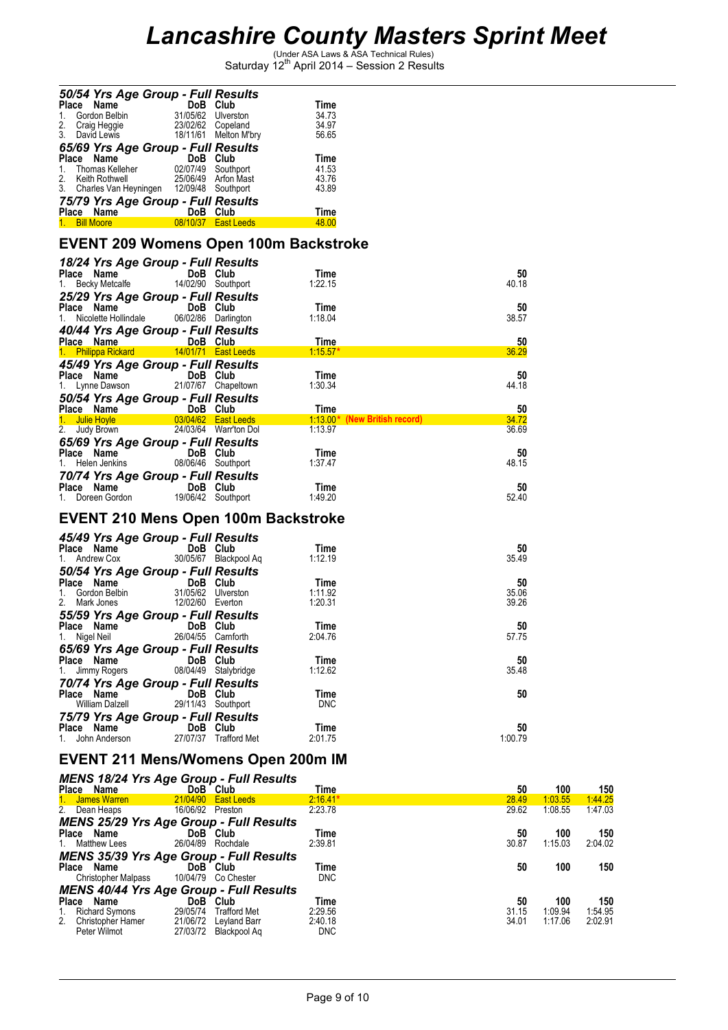# Lancashire County Masters Sprint Meet

(Under ASA Laws & ASA Technical Rules)
Saturday 12th April 2014 – Session 2 Results

### 50/54 Yrs Age Group - Full Results

| Place | Name | DoB | Club | Time |
|---|---|---|---|---|
| 1. | Gordon Belbin | 31/05/62 | Ulverston | 34.73 |
| 2. | Craig Heggie | 23/02/62 | Copeland | 34.97 |
| 3. | David Lewis | 18/11/61 | Melton M'bry | 56.65 |

### 65/69 Yrs Age Group - Full Results

| Place | Name | DoB | Club | Time |
|---|---|---|---|---|
| 1. | Thomas Kelleher | 02/07/49 | Southport | 41.53 |
| 2. | Keith Rothwell | 25/06/49 | Arfon Mast | 43.76 |
| 3. | Charles Van Heyningen | 12/09/48 | Southport | 43.89 |

### 75/79 Yrs Age Group - Full Results

| Place | Name | DoB | Club | Time |
|---|---|---|---|---|
| 1. | Bill Moore | 08/10/37 | East Leeds | 48.00 |

## EVENT 209 Womens Open 100m Backstroke

### 18/24 Yrs Age Group - Full Results

| Place | Name | DoB | Club | Time | 50 |
|---|---|---|---|---|---|
| 1. | Becky Metcalfe | 14/02/90 | Southport | 1:22.15 | 40.18 |

### 25/29 Yrs Age Group - Full Results

| Place | Name | DoB | Club | Time | 50 |
|---|---|---|---|---|---|
| 1. | Nicolette Hollindale | 06/02/86 | Darlington | 1:18.04 | 38.57 |

### 40/44 Yrs Age Group - Full Results

| Place | Name | DoB | Club | Time | 50 |
|---|---|---|---|---|---|
| 1. | Philippa Rickard | 14/01/71 | East Leeds | 1:15.57* | 36.29 |

### 45/49 Yrs Age Group - Full Results

| Place | Name | DoB | Club | Time | 50 |
|---|---|---|---|---|---|
| 1. | Lynne Dawson | 21/07/67 | Chapeltown | 1:30.34 | 44.18 |

### 50/54 Yrs Age Group - Full Results

| Place | Name | DoB | Club | Time | 50 |
|---|---|---|---|---|---|
| 1. | Julie Hoyle | 03/04/62 | East Leeds | 1:13.00* (New British record) | 34.72 |
| 2. | Judy Brown | 24/03/64 | Warr'ton Dol | 1:13.97 | 36.69 |

### 65/69 Yrs Age Group - Full Results

| Place | Name | DoB | Club | Time | 50 |
|---|---|---|---|---|---|
| 1. | Helen Jenkins | 08/06/46 | Southport | 1:37.47 | 48.15 |

### 70/74 Yrs Age Group - Full Results

| Place | Name | DoB | Club | Time | 50 |
|---|---|---|---|---|---|
| 1. | Doreen Gordon | 19/06/42 | Southport | 1:49.20 | 52.40 |

## EVENT 210 Mens Open 100m Backstroke

### 45/49 Yrs Age Group - Full Results

| Place | Name | DoB | Club | Time | 50 |
|---|---|---|---|---|---|
| 1. | Andrew Cox | 30/05/67 | Blackpool Aq | 1:12.19 | 35.49 |

### 50/54 Yrs Age Group - Full Results

| Place | Name | DoB | Club | Time | 50 |
|---|---|---|---|---|---|
| 1. | Gordon Belbin | 31/05/62 | Ulverston | 1:11.92 | 35.06 |
| 2. | Mark Jones | 12/02/60 | Everton | 1:20.31 | 39.26 |

### 55/59 Yrs Age Group - Full Results

| Place | Name | DoB | Club | Time | 50 |
|---|---|---|---|---|---|
| 1. | Nigel Neil | 26/04/55 | Carnforth | 2:04.76 | 57.75 |

### 65/69 Yrs Age Group - Full Results

| Place | Name | DoB | Club | Time | 50 |
|---|---|---|---|---|---|
| 1. | Jimmy Rogers | 08/04/49 | Stalybridge | 1:12.62 | 35.48 |

### 70/74 Yrs Age Group - Full Results

| Place | Name | DoB | Club | Time | 50 |
|---|---|---|---|---|---|
| | William Dalzell | 29/11/43 | Southport | DNC | |

### 75/79 Yrs Age Group - Full Results

| Place | Name | DoB | Club | Time | 50 |
|---|---|---|---|---|---|
| 1. | John Anderson | 27/07/37 | Trafford Met | 2:01.75 | 1:00.79 |

## EVENT 211 Mens/Womens Open 200m IM

### MENS 18/24 Yrs Age Group - Full Results

| Place | Name | DoB | Club | Time | 50 | 100 | 150 |
|---|---|---|---|---|---|---|---|
| 1. | James Warren | 21/04/90 | East Leeds | 2:16.41* | 28.49 | 1:03.55 | 1:44.25 |
| 2. | Dean Heaps | 16/06/92 | Preston | 2:23.78 | 29.62 | 1:08.55 | 1:47.03 |

### MENS 25/29 Yrs Age Group - Full Results

| Place | Name | DoB | Club | Time | 50 | 100 | 150 |
|---|---|---|---|---|---|---|---|
| 1. | Matthew Lees | 26/04/89 | Rochdale | 2:39.81 | 30.87 | 1:15.03 | 2:04.02 |

### MENS 35/39 Yrs Age Group - Full Results

| Place | Name | DoB | Club | Time | 50 | 100 | 150 |
|---|---|---|---|---|---|---|---|
| | Christopher Malpass | 10/04/79 | Co Chester | DNC | | | |

### MENS 40/44 Yrs Age Group - Full Results

| Place | Name | DoB | Club | Time | 50 | 100 | 150 |
|---|---|---|---|---|---|---|---|
| 1. | Richard Symons | 29/05/74 | Trafford Met | 2:29.56 | 31.15 | 1:09.94 | 1:54.95 |
| 2. | Christopher Hamer | 21/06/72 | Leyland Barr | 2:40.18 | 34.01 | 1:17.06 | 2:02.91 |
| | Peter Wilmot | 27/03/72 | Blackpool Aq | DNC | | | |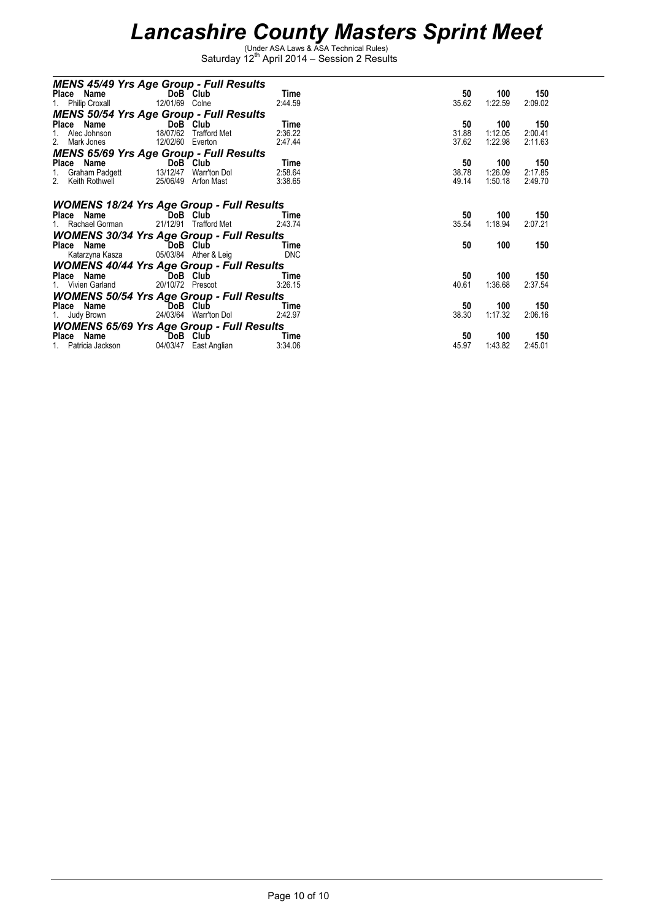# Lancashire County Masters Sprint Meet

(Under ASA Laws & ASA Technical Rules)

Saturday 12th April 2014 – Session 2 Results

### MENS 45/49 Yrs Age Group - Full Results

| Place | Name | DoB | Club | Time | 50 | 100 | 150 |
|---|---|---|---|---|---|---|---|
| 1. | Philip Croxall | 12/01/69 | Colne | 2:44.59 | 35.62 | 1:22.59 | 2:09.02 |

### MENS 50/54 Yrs Age Group - Full Results

| Place | Name | DoB | Club | Time | 50 | 100 | 150 |
|---|---|---|---|---|---|---|---|
| 1. | Alec Johnson | 18/07/62 | Trafford Met | 2:36.22 | 31.88 | 1:12.05 | 2:00.41 |
| 2. | Mark Jones | 12/02/60 | Everton | 2:47.44 | 37.62 | 1:22.98 | 2:11.63 |

### MENS 65/69 Yrs Age Group - Full Results

| Place | Name | DoB | Club | Time | 50 | 100 | 150 |
|---|---|---|---|---|---|---|---|
| 1. | Graham Padgett | 13/12/47 | Warr'ton Dol | 2:58.64 | 38.78 | 1:26.09 | 2:17.85 |
| 2. | Keith Rothwell | 25/06/49 | Arfon Mast | 3:38.65 | 49.14 | 1:50.18 | 2:49.70 |

### WOMENS 18/24 Yrs Age Group - Full Results

| Place | Name | DoB | Club | Time | 50 | 100 | 150 |
|---|---|---|---|---|---|---|---|
| 1. | Rachael Gorman | 21/12/91 | Trafford Met | 2:43.74 | 35.54 | 1:18.94 | 2:07.21 |

### WOMENS 30/34 Yrs Age Group - Full Results

| Place | Name | DoB | Club | Time | 50 | 100 | 150 |
|---|---|---|---|---|---|---|---|
| | Katarzyna Kasza | 05/03/84 | Ather & Leig | DNC | | | |

### WOMENS 40/44 Yrs Age Group - Full Results

| Place | Name | DoB | Club | Time | 50 | 100 | 150 |
|---|---|---|---|---|---|---|---|
| 1. | Vivien Garland | 20/10/72 | Prescot | 3:26.15 | 40.61 | 1:36.68 | 2:37.54 |

### WOMENS 50/54 Yrs Age Group - Full Results

| Place | Name | DoB | Club | Time | 50 | 100 | 150 |
|---|---|---|---|---|---|---|---|
| 1. | Judy Brown | 24/03/64 | Warr'ton Dol | 2:42.97 | 38.30 | 1:17.32 | 2:06.16 |

### WOMENS 65/69 Yrs Age Group - Full Results

| Place | Name | DoB | Club | Time | 50 | 100 | 150 |
|---|---|---|---|---|---|---|---|
| 1. | Patricia Jackson | 04/03/47 | East Anglian | 3:34.06 | 45.97 | 1:43.82 | 2:45.01 |